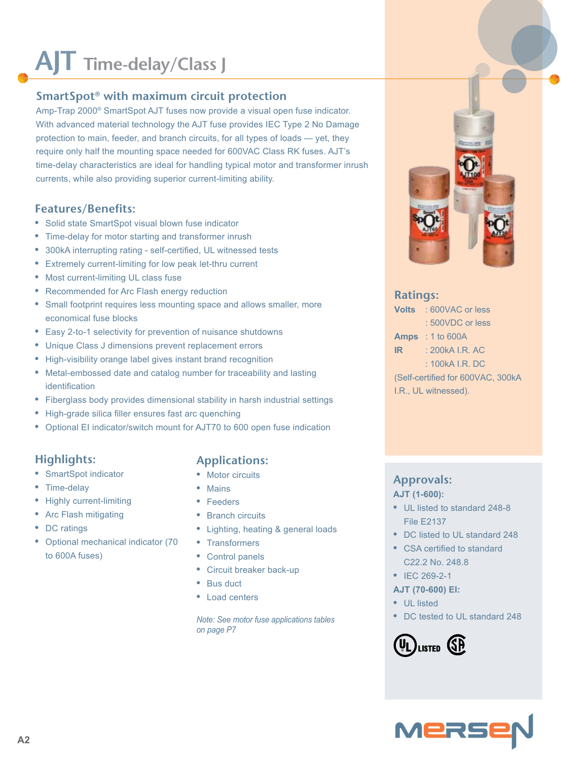# AJT Time-delay/Class J

## SmartSpot® with maximum circuit protection

Amp-Trap 2000® SmartSpot AJT fuses now provide a visual open fuse indicator. With advanced material technology the AJT fuse provides IEC Type 2 No Damage protection to main, feeder, and branch circuits, for all types of loads — yet, they require only half the mounting space needed for 600VAC Class RK fuses. AJT's time-delay characteristics are ideal for handling typical motor and transformer inrush currents, while also providing superior current-limiting ability.

## Features/Benefits:

- Solid state SmartSpot visual blown fuse indicator
- Time-delay for motor starting and transformer inrush
- 300kA interrupting rating - self-certified, UL witnessed tests
- Extremely current-limiting for low peak let-thru current
- Most current-limiting UL class fuse
- Recommended for Arc Flash energy reduction
- Small footprint requires less mounting space and allows smaller, more economical fuse blocks
- Easy 2-to-1 selectivity for prevention of nuisance shutdowns
- Unique Class J dimensions prevent replacement errors
- High-visibility orange label gives instant brand recognition
- Metal-embossed date and catalog number for traceability and lasting identification
- Fiberglass body provides dimensional stability in harsh industrial settings
- High-grade silica filler ensures fast arc quenching
- Optional EI indicator/switch mount for AJT70 to 600 open fuse indication

## Highlights:

- SmartSpot indicator
- Time-delay
- Highly current-limiting
- Arc Flash mitigating
- DC ratings
- Optional mechanical indicator (70 to 600A fuses)

## Applications:

- Motor circuits
- Mains
- Feeders
- Branch circuits
- Lighting, heating & general loads
- Transformers
- Control panels
- Circuit breaker back-up
- Bus duct
- Load centers

*Note: See motor fuse applications tables on page P7*

## Ratings:

**Volts** : 600VAC or less
: 500VDC or less

**Amps** : 1 to 600A

**IR** : 200kA I.R. AC
: 100kA I.R. DC

(Self-certified for 600VAC, 300kA I.R., UL witnessed).

## Approvals:

**AJT (1-600):**

- UL listed to standard 248-8 File E2137
- DC listed to UL standard 248
- CSA certified to standard C22.2 No. 248.8
- IEC 269-2-1

**AJT (70-600) EI:**

- UL listed
- DC tested to UL standard 248

UL LISTED CSA

MERSEN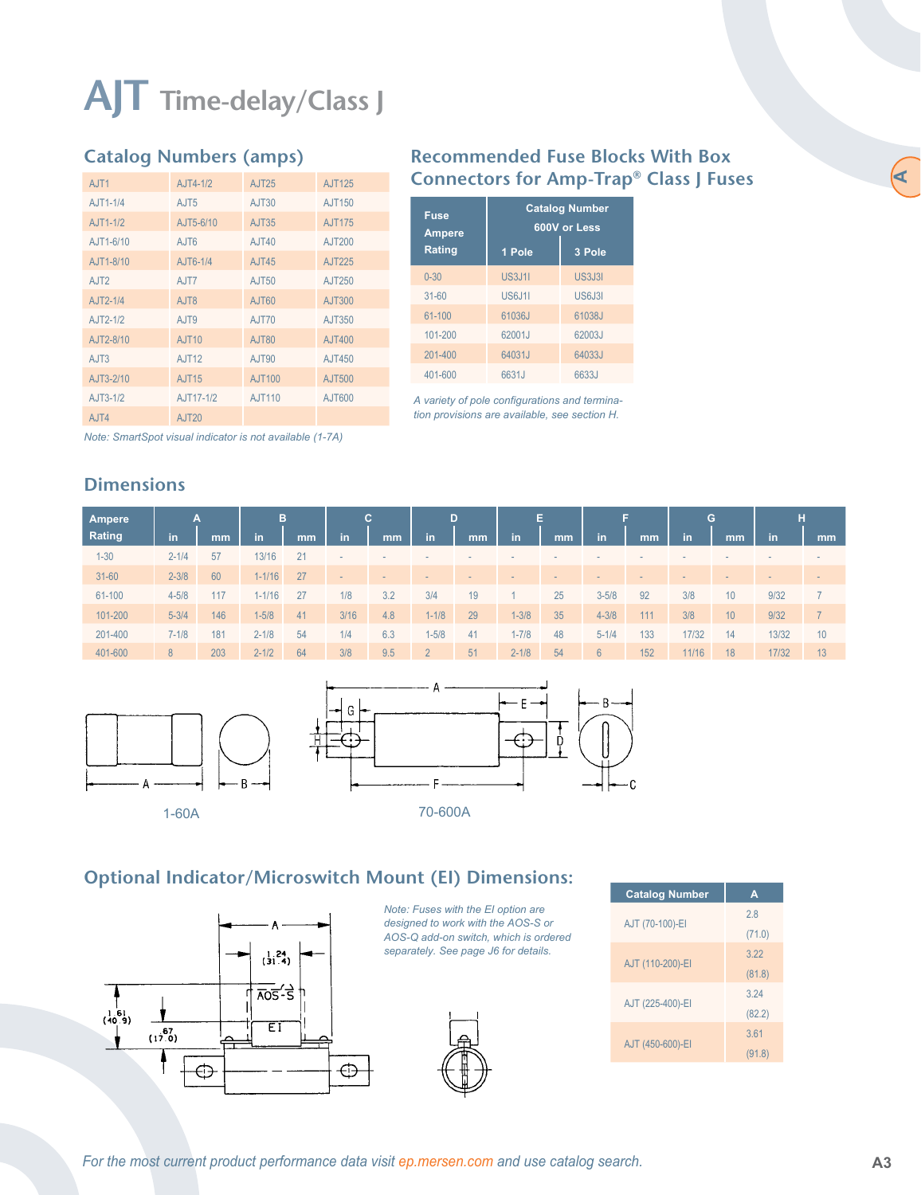# AJT Time-delay/Class J

## Catalog Numbers (amps)

| | | | |
|---|---|---|---|
| AJT1 | AJT4-1/2 | AJT25 | AJT125 |
| AJT1-1/4 | AJT5 | AJT30 | AJT150 |
| AJT1-1/2 | AJT5-6/10 | AJT35 | AJT175 |
| AJT1-6/10 | AJT6 | AJT40 | AJT200 |
| AJT1-8/10 | AJT6-1/4 | AJT45 | AJT225 |
| AJT2 | AJT7 | AJT50 | AJT250 |
| AJT2-1/4 | AJT8 | AJT60 | AJT300 |
| AJT2-1/2 | AJT9 | AJT70 | AJT350 |
| AJT2-8/10 | AJT10 | AJT80 | AJT400 |
| AJT3 | AJT12 | AJT90 | AJT450 |
| AJT3-2/10 | AJT15 | AJT100 | AJT500 |
| AJT3-1/2 | AJT17-1/2 | AJT110 | AJT600 |
| AJT4 | AJT20 | | |

*Note: SmartSpot visual indicator is not available (1-7A)*

## Recommended Fuse Blocks With Box Connectors for Amp-Trap® Class J Fuses

| Fuse Ampere Rating | Catalog Number 600V or Less | |
|---|---|---|
| | 1 Pole | 3 Pole |
| 0-30 | US3J1I | US3J3I |
| 31-60 | US6J1I | US6J3I |
| 61-100 | 61036J | 61038J |
| 101-200 | 62001J | 62003J |
| 201-400 | 64031J | 64033J |
| 401-600 | 6631J | 6633J |

*A variety of pole configurations and termination provisions are available, see section H.*

## Dimensions

| Ampere Rating | A | | B | | C | | D | | E | | F | | G | | H | |
|---|---|---|---|---|---|---|---|---|---|---|---|---|---|---|---|---|
| | in | mm | in | mm | in | mm | in | mm | in | mm | in | mm | in | mm | in | mm |
| 1-30 | 2-1/4 | 57 | 13/16 | 21 | - | - | - | - | - | - | - | - | - | - | - | - |
| 31-60 | 2-3/8 | 60 | 1-1/16 | 27 | - | - | - | - | - | - | - | - | - | - | - | - |
| 61-100 | 4-5/8 | 117 | 1-1/16 | 27 | 1/8 | 3.2 | 3/4 | 19 | 1 | 25 | 3-5/8 | 92 | 3/8 | 10 | 9/32 | 7 |
| 101-200 | 5-3/4 | 146 | 1-5/8 | 41 | 3/16 | 4.8 | 1-1/8 | 29 | 1-3/8 | 35 | 4-3/8 | 111 | 3/8 | 10 | 9/32 | 7 |
| 201-400 | 7-1/8 | 181 | 2-1/8 | 54 | 1/4 | 6.3 | 1-5/8 | 41 | 1-7/8 | 48 | 5-1/4 | 133 | 17/32 | 14 | 13/32 | 10 |
| 401-600 | 8 | 203 | 2-1/2 | 64 | 3/8 | 9.5 | 2 | 51 | 2-1/8 | 54 | 6 | 152 | 11/16 | 18 | 17/32 | 13 |

1-60A

70-600A

## Optional Indicator/Microswitch Mount (EI) Dimensions:

*Note: Fuses with the EI option are designed to work with the AOS-S or AOS-Q add-on switch, which is ordered separately. See page J6 for details.*

| Catalog Number | A |
|---|---|
| AJT (70-100)-EI | 2.8 (71.0) |
| AJT (110-200)-EI | 3.22 (81.8) |
| AJT (225-400)-EI | 3.24 (82.2) |
| AJT (450-600)-EI | 3.61 (91.8) |

*For the most current product performance data visit ep.mersen.com and use catalog search.*